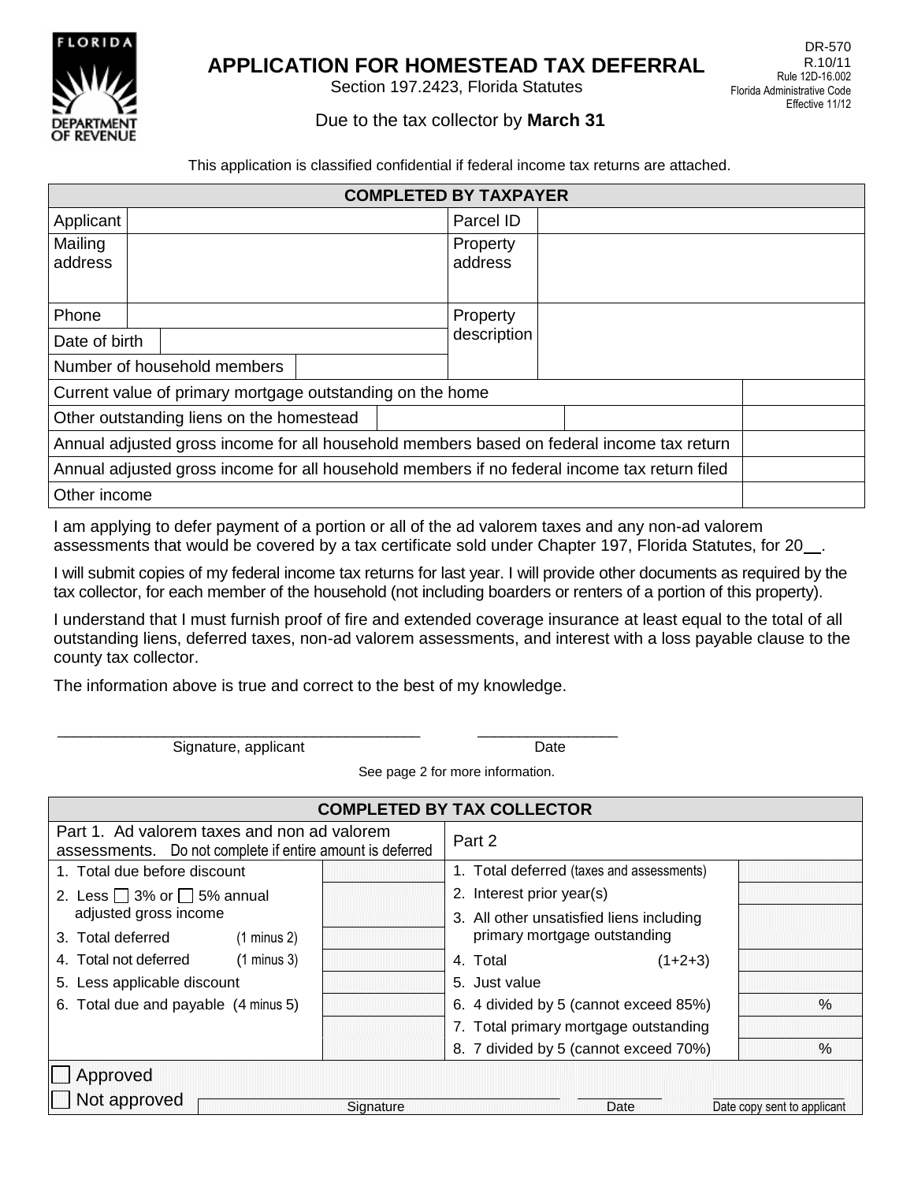FLORIDA DEPARTMENT OF REVENUE

# APPLICATION FOR HOMESTEAD TAX DEFERRAL

Section 197.2423, Florida Statutes

DR-570
R.10/11
Rule 12D-16.002
Florida Administrative Code
Effective 11/12

Due to the tax collector by **March 31**

This application is classified confidential if federal income tax returns are attached.

| COMPLETED BY TAXPAYER | | | |
|---|---|---|---|
| Applicant | | Parcel ID | |
| Mailing address | | Property address | |
| Phone | | Property description | |
| Date of birth | | | |
| Number of household members | | | |
| Current value of primary mortgage outstanding on the home | | | |
| Other outstanding liens on the homestead | | | |
| Annual adjusted gross income for all household members based on federal income tax return | | | |
| Annual adjusted gross income for all household members if no federal income tax return filed | | | |
| Other income | | | |

I am applying to defer payment of a portion or all of the ad valorem taxes and any non-ad valorem assessments that would be covered by a tax certificate sold under Chapter 197, Florida Statutes, for 20__.

I will submit copies of my federal income tax returns for last year. I will provide other documents as required by the tax collector, for each member of the household (not including boarders or renters of a portion of this property).

I understand that I must furnish proof of fire and extended coverage insurance at least equal to the total of all outstanding liens, deferred taxes, non-ad valorem assessments, and interest with a loss payable clause to the county tax collector.

The information above is true and correct to the best of my knowledge.

_______________________________ Signature, applicant

_______________ Date

See page 2 for more information.

| COMPLETED BY TAX COLLECTOR | | | |
|---|---|---|---|
| Part 1. Ad valorem taxes and non ad valorem assessments. Do not complete if entire amount is deferred | | Part 2 | |
| 1. Total due before discount | | 1. Total deferred (taxes and assessments) | |
| 2. Less ☐ 3% or ☐ 5% annual adjusted gross income | | 2. Interest prior year(s) | |
| 3. Total deferred (1 minus 2) | | 3. All other unsatisfied liens including primary mortgage outstanding | |
| 4. Total not deferred (1 minus 3) | | 4. Total (1+2+3) | |
| 5. Less applicable discount | | 5. Just value | |
| 6. Total due and payable (4 minus 5) | | 6. 4 divided by 5 (cannot exceed 85%) | % |
| | | 7. Total primary mortgage outstanding | |
| | | 8. 7 divided by 5 (cannot exceed 70%) | % |

☐ Approved
☐ Not approved

_______________ Signature

_______________ Date

_______________ Date copy sent to applicant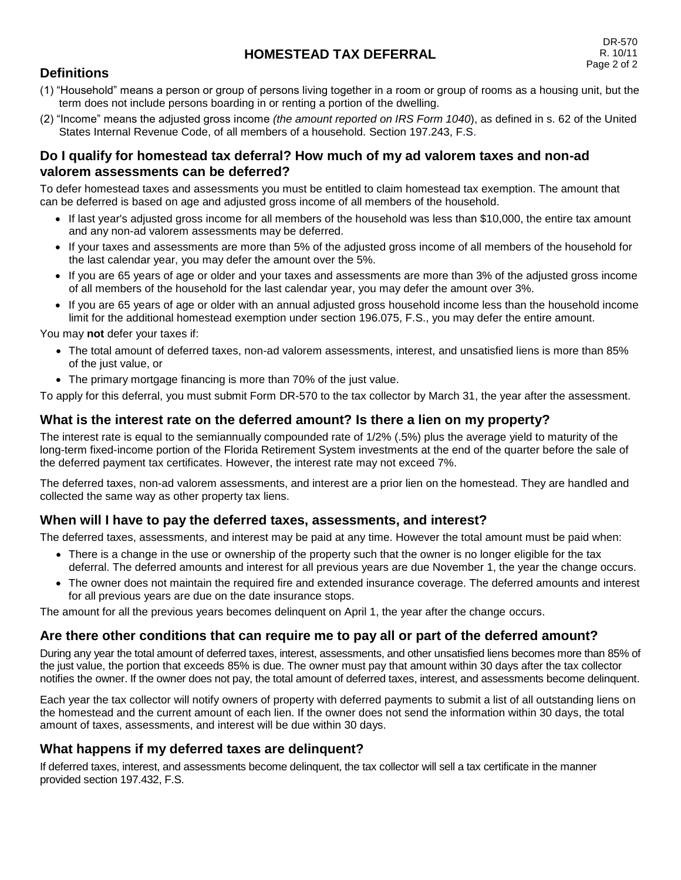# HOMESTEAD TAX DEFERRAL

## Definitions

(1) "Household" means a person or group of persons living together in a room or group of rooms as a housing unit, but the term does not include persons boarding in or renting a portion of the dwelling.

(2) "Income" means the adjusted gross income *(the amount reported on IRS Form 1040)*, as defined in s. 62 of the United States Internal Revenue Code, of all members of a household. Section 197.243, F.S.

## Do I qualify for homestead tax deferral? How much of my ad valorem taxes and non-ad valorem assessments can be deferred?

To defer homestead taxes and assessments you must be entitled to claim homestead tax exemption. The amount that can be deferred is based on age and adjusted gross income of all members of the household.

- If last year's adjusted gross income for all members of the household was less than $10,000, the entire tax amount and any non-ad valorem assessments may be deferred.
- If your taxes and assessments are more than 5% of the adjusted gross income of all members of the household for the last calendar year, you may defer the amount over the 5%.
- If you are 65 years of age or older and your taxes and assessments are more than 3% of the adjusted gross income of all members of the household for the last calendar year, you may defer the amount over 3%.
- If you are 65 years of age or older with an annual adjusted gross household income less than the household income limit for the additional homestead exemption under section 196.075, F.S., you may defer the entire amount.

You may **not** defer your taxes if:

- The total amount of deferred taxes, non-ad valorem assessments, interest, and unsatisfied liens is more than 85% of the just value, or
- The primary mortgage financing is more than 70% of the just value.

To apply for this deferral, you must submit Form DR-570 to the tax collector by March 31, the year after the assessment.

## What is the interest rate on the deferred amount? Is there a lien on my property?

The interest rate is equal to the semiannually compounded rate of 1/2% (.5%) plus the average yield to maturity of the long-term fixed-income portion of the Florida Retirement System investments at the end of the quarter before the sale of the deferred payment tax certificates. However, the interest rate may not exceed 7%.

The deferred taxes, non-ad valorem assessments, and interest are a prior lien on the homestead. They are handled and collected the same way as other property tax liens.

## When will I have to pay the deferred taxes, assessments, and interest?

The deferred taxes, assessments, and interest may be paid at any time. However the total amount must be paid when:

- There is a change in the use or ownership of the property such that the owner is no longer eligible for the tax deferral. The deferred amounts and interest for all previous years are due November 1, the year the change occurs.
- The owner does not maintain the required fire and extended insurance coverage. The deferred amounts and interest for all previous years are due on the date insurance stops.

The amount for all the previous years becomes delinquent on April 1, the year after the change occurs.

## Are there other conditions that can require me to pay all or part of the deferred amount?

During any year the total amount of deferred taxes, interest, assessments, and other unsatisfied liens becomes more than 85% of the just value, the portion that exceeds 85% is due. The owner must pay that amount within 30 days after the tax collector notifies the owner. If the owner does not pay, the total amount of deferred taxes, interest, and assessments become delinquent.

Each year the tax collector will notify owners of property with deferred payments to submit a list of all outstanding liens on the homestead and the current amount of each lien. If the owner does not send the information within 30 days, the total amount of taxes, assessments, and interest will be due within 30 days.

## What happens if my deferred taxes are delinquent?

If deferred taxes, interest, and assessments become delinquent, the tax collector will sell a tax certificate in the manner provided section 197.432, F.S.